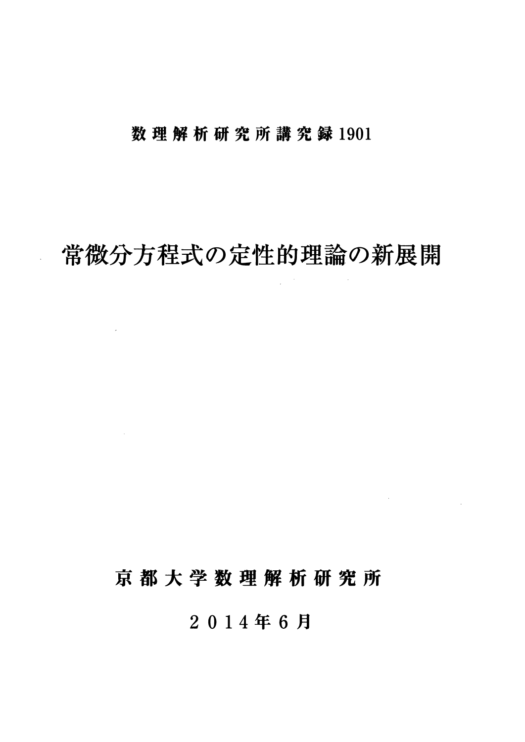数理解析研究所講究録1901

# 常微分方程式の定性的理論の新展開

京都大学数理解析研究所

2014年6月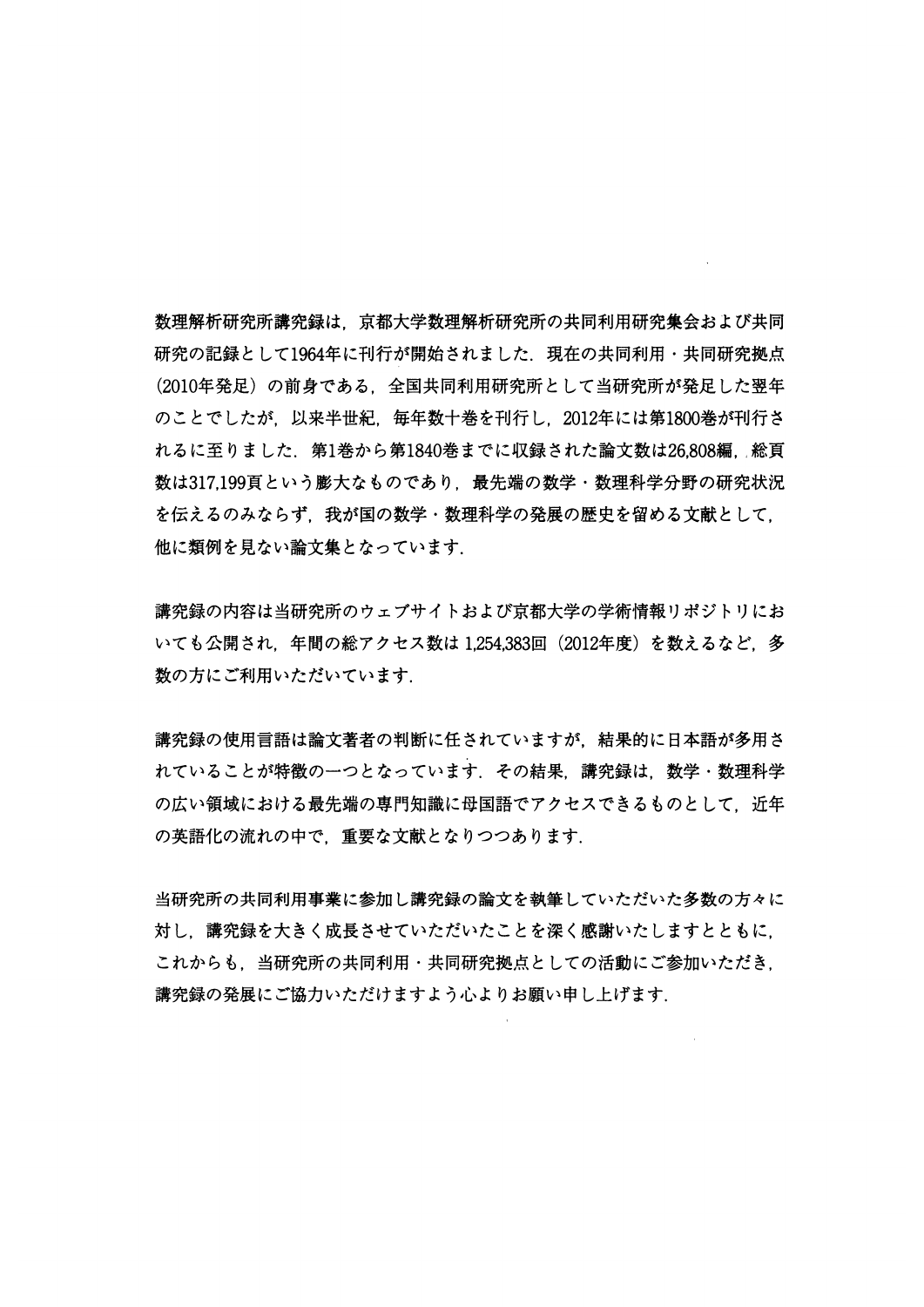数理解析研究所講究録は，京都大学数理解析研究所の共同利用研究集会および共同研究の記録として1964年に刊行が開始されました．現在の共同利用・共同研究拠点（2010年発足）の前身である，全国共同利用研究所として当研究所が発足した翌年のことでしたが，以来半世紀，毎年数十巻を刊行し，2012年には第1800巻が刊行されるに至りました．第1巻から第1840巻までに収録された論文数は26,808編，総頁数は317,199頁という膨大なものであり，最先端の数学・数理科学分野の研究状況を伝えるのみならず，我が国の数学・数理科学の発展の歴史を留める文献として，他に類例を見ない論文集となっています．

講究録の内容は当研究所のウェブサイトおよび京都大学の学術情報リポジトリにおいても公開され，年間の総アクセス数は 1,254,383回（2012年度）を数えるなど，多数の方にご利用いただいています．

講究録の使用言語は論文著者の判断に任されていますが，結果的に日本語が多用されていることが特徴の一つとなっています．その結果，講究録は，数学・数理科学の広い領域における最先端の専門知識に母国語でアクセスできるものとして，近年の英語化の流れの中で，重要な文献となりつつあります．

当研究所の共同利用事業に参加し講究録の論文を執筆していただいた多数の方々に対し，講究録を大きく成長させていただいたことを深く感謝いたしますとともに，これからも，当研究所の共同利用・共同研究拠点としての活動にご参加いただき，講究録の発展にご協力いただけますよう心よりお願い申し上げます．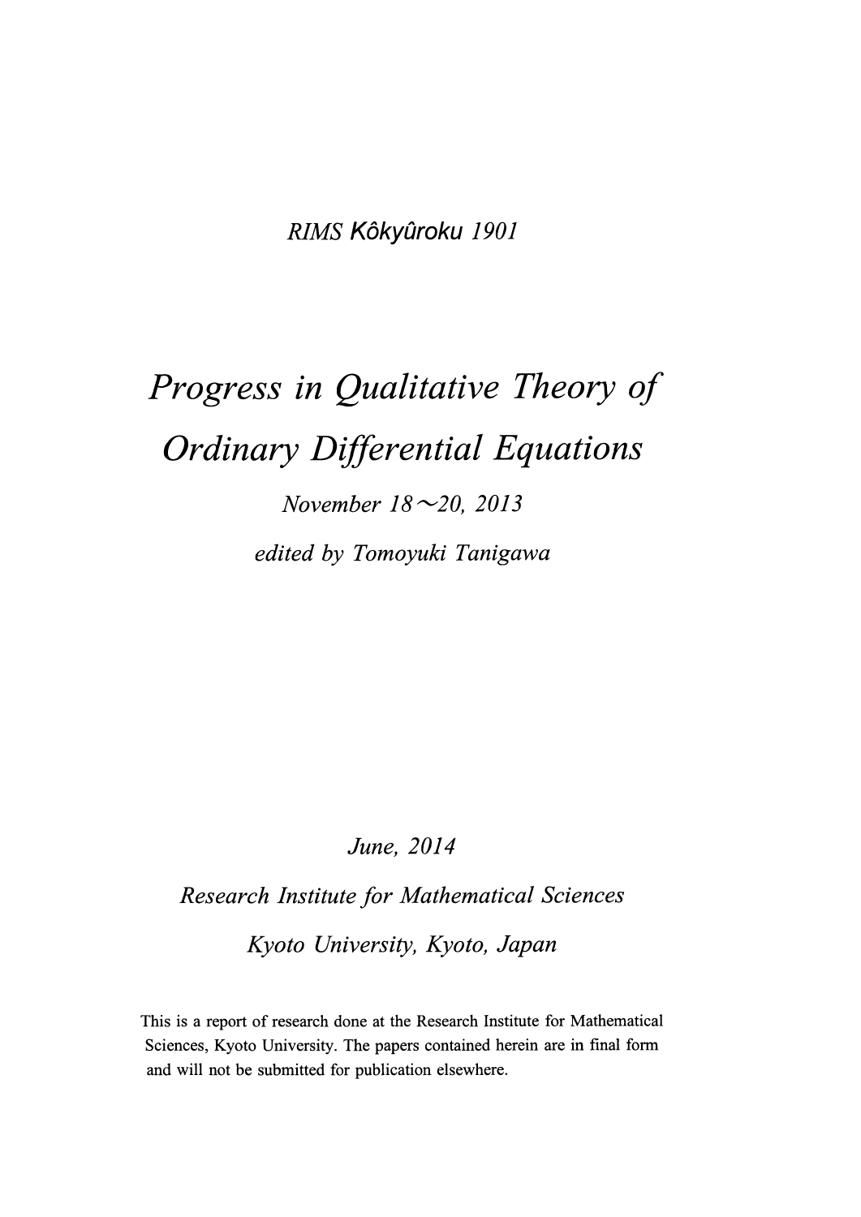*RIMS Kôkyûroku 1901*

# *Progress in Qualitative Theory of Ordinary Differential Equations*

*November 18～20, 2013*

*edited by Tomoyuki Tanigawa*

*June, 2014*

*Research Institute for Mathematical Sciences*

*Kyoto University, Kyoto, Japan*

This is a report of research done at the Research Institute for Mathematical Sciences, Kyoto University. The papers contained herein are in final form and will not be submitted for publication elsewhere.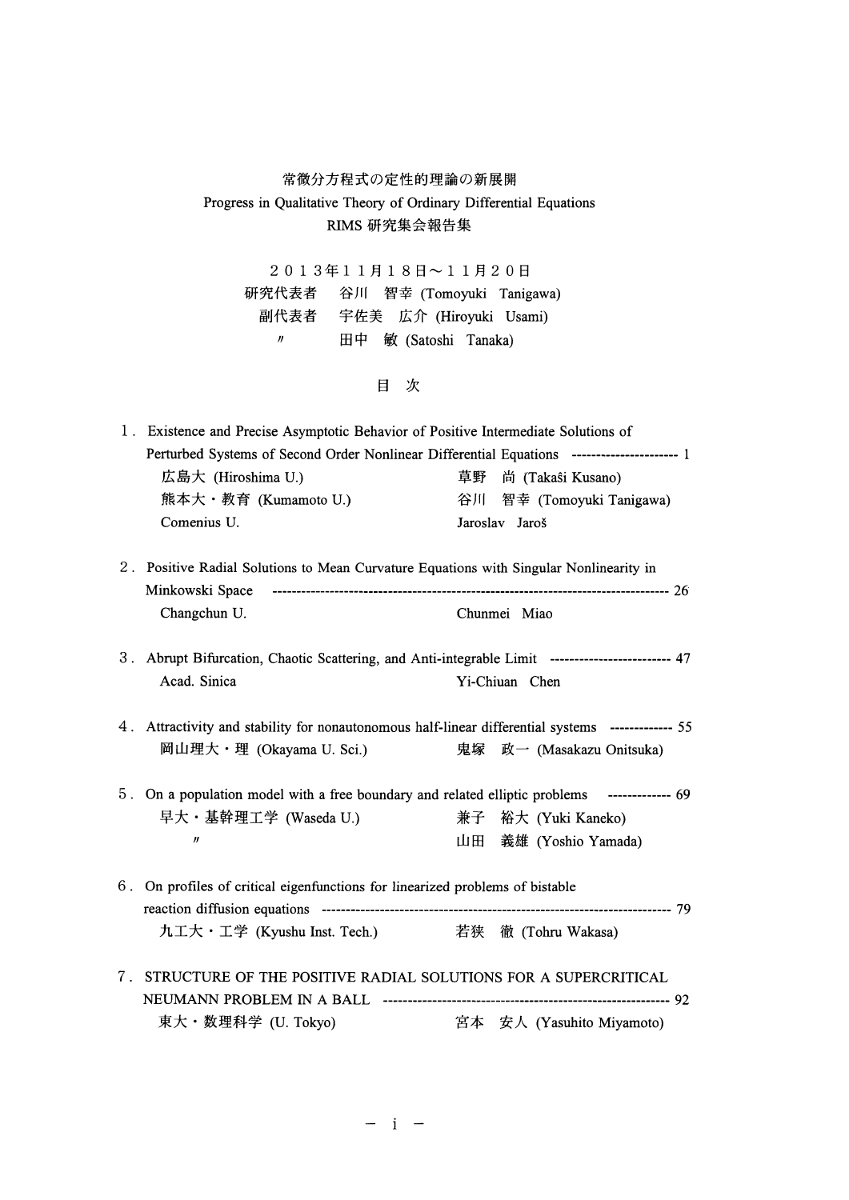# 常微分方程式の定性的理論の新展開

## Progress in Qualitative Theory of Ordinary Differential Equations

### RIMS 研究集会報告集

２０１３年１１月１８日～１１月２０日

研究代表者　谷川　智幸 (Tomoyuki Tanigawa)

副代表者　宇佐美　広介 (Hiroyuki Usami)

〃　田中　敏 (Satoshi Tanaka)

## 目　次

１．Existence and Precise Asymptotic Behavior of Positive Intermediate Solutions of Perturbed Systems of Second Order Nonlinear Differential Equations ---------------------- 1

広島大 (Hiroshima U.)　草野　尚 (Takaŝi Kusano)
熊本大・教育 (Kumamoto U.)　谷川　智幸 (Tomoyuki Tanigawa)
Comenius U.　Jaroslav Jaroš

２．Positive Radial Solutions to Mean Curvature Equations with Singular Nonlinearity in Minkowski Space ---------------------------------------------------------------------------------- 26

Changchun U.　Chunmei Miao

３．Abrupt Bifurcation, Chaotic Scattering, and Anti-integrable Limit ------------------------- 47

Acad. Sinica　Yi-Chiuan Chen

４．Attractivity and stability for nonautonomous half-linear differential systems ------------- 55

岡山理大・理 (Okayama U. Sci.)　鬼塚　政一 (Masakazu Onitsuka)

５．On a population model with a free boundary and related elliptic problems ------------- 69

早大・基幹理工学 (Waseda U.)　兼子　裕大 (Yuki Kaneko)
〃　山田　義雄 (Yoshio Yamada)

６．On profiles of critical eigenfunctions for linearized problems of bistable reaction diffusion equations ----------------------------------------------------------------------- 79

九工大・工学 (Kyushu Inst. Tech.)　若狭　徹 (Tohru Wakasa)

７．STRUCTURE OF THE POSITIVE RADIAL SOLUTIONS FOR A SUPERCRITICAL NEUMANN PROBLEM IN A BALL ---------------------------------------------------------- 92

東大・数理科学 (U. Tokyo)　宮本　安人 (Yasuhito Miyamoto)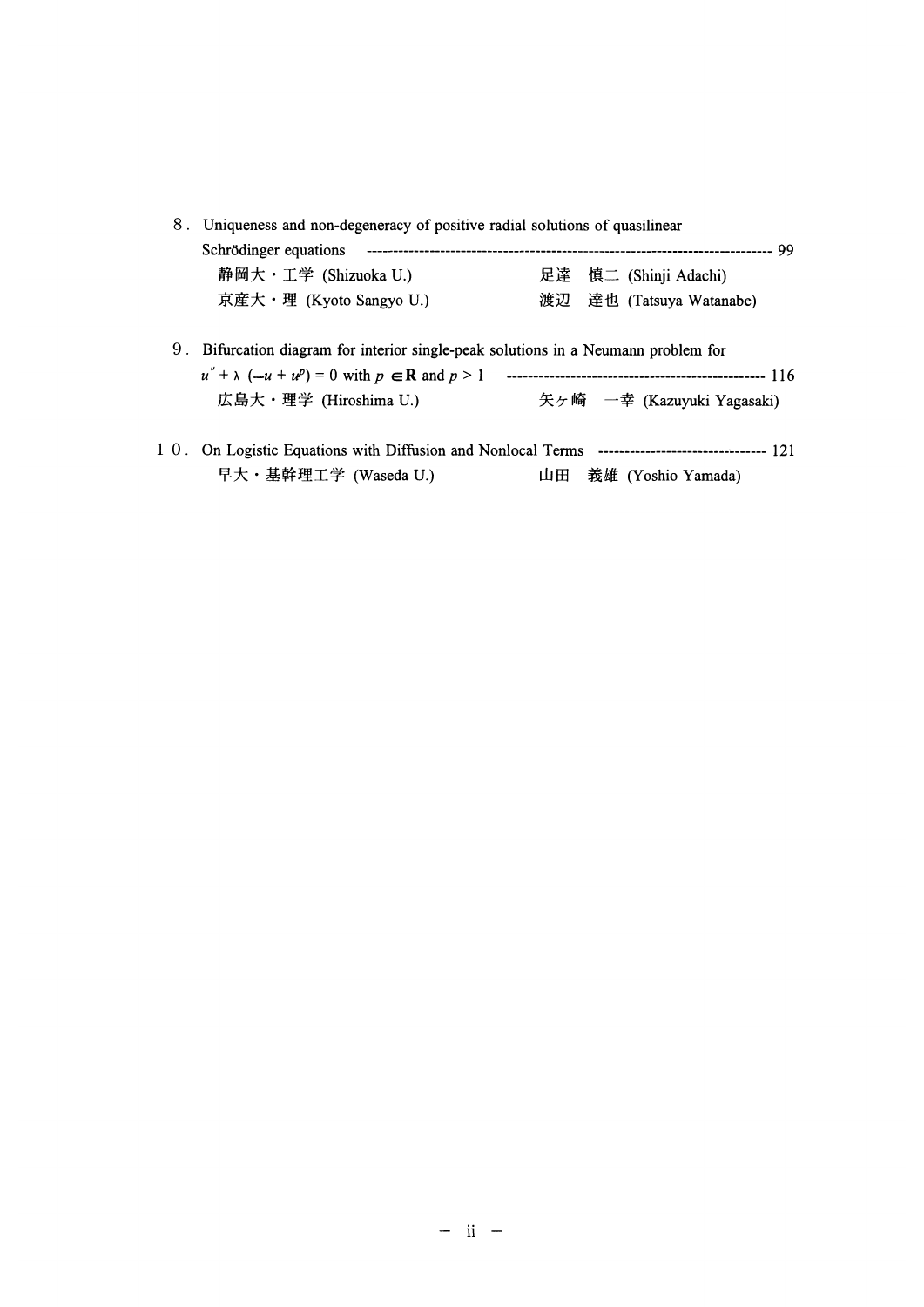８. Uniqueness and non-degeneracy of positive radial solutions of quasilinear Schrödinger equations ------------------------------------------------------------------------------ 99

静岡大・工学 (Shizuoka U.)　　　足達　慎二 (Shinji Adachi)

京産大・理 (Kyoto Sangyo U.)　　　渡辺　達也 (Tatsuya Watanabe)

９. Bifurcation diagram for interior single-peak solutions in a Neumann problem for $u'' + \lambda\,(-u + u^p) = 0$ with $p \in \mathbf{R}$ and $p > 1$ ------------------------------------------------ 116

広島大・理学 (Hiroshima U.)　　　矢ヶ崎　一幸 (Kazuyuki Yagasaki)

１０. On Logistic Equations with Diffusion and Nonlocal Terms -------------------------------- 121

早大・基幹理工学 (Waseda U.)　　　山田　義雄 (Yoshio Yamada)